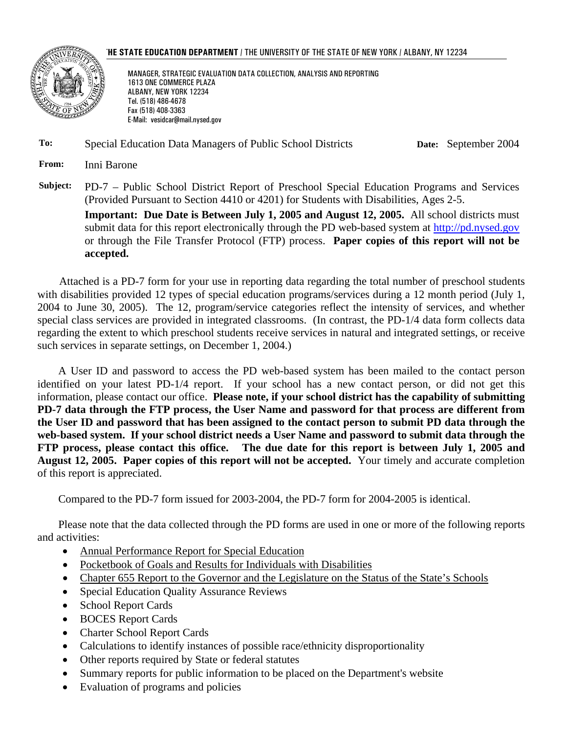THE STATE EDUCATION DEPARTMENT / THE UNIVERSITY OF THE STATE OF NEW YORK / ALBANY, NY 12234

MANAGER, STRATEGIC EVALUATION DATA COLLECTION, ANALYSIS AND REPORTING
1613 ONE COMMERCE PLAZA
ALBANY, NEW YORK 12234
Tel. (518) 486-4678
Fax (518) 408-3363
E-Mail: vesidcar@mail.nysed.gov

**To:** Special Education Data Managers of Public School Districts **Date:** September 2004

**From:** Inni Barone

**Subject:** PD-7 – Public School District Report of Preschool Special Education Programs and Services (Provided Pursuant to Section 4410 or 4201) for Students with Disabilities, Ages 2-5.

**Important: Due Date is Between July 1, 2005 and August 12, 2005.** All school districts must submit data for this report electronically through the PD web-based system at http://pd.nysed.gov or through the File Transfer Protocol (FTP) process. **Paper copies of this report will not be accepted.**

Attached is a PD-7 form for your use in reporting data regarding the total number of preschool students with disabilities provided 12 types of special education programs/services during a 12 month period (July 1, 2004 to June 30, 2005). The 12, program/service categories reflect the intensity of services, and whether special class services are provided in integrated classrooms. (In contrast, the PD-1/4 data form collects data regarding the extent to which preschool students receive services in natural and integrated settings, or receive such services in separate settings, on December 1, 2004.)

A User ID and password to access the PD web-based system has been mailed to the contact person identified on your latest PD-1/4 report. If your school has a new contact person, or did not get this information, please contact our office. **Please note, if your school district has the capability of submitting PD-7 data through the FTP process, the User Name and password for that process are different from the User ID and password that has been assigned to the contact person to submit PD data through the web-based system. If your school district needs a User Name and password to submit data through the FTP process, please contact this office. The due date for this report is between July 1, 2005 and August 12, 2005. Paper copies of this report will not be accepted.** Your timely and accurate completion of this report is appreciated.

Compared to the PD-7 form issued for 2003-2004, the PD-7 form for 2004-2005 is identical.

Please note that the data collected through the PD forms are used in one or more of the following reports and activities:

- Annual Performance Report for Special Education
- Pocketbook of Goals and Results for Individuals with Disabilities
- Chapter 655 Report to the Governor and the Legislature on the Status of the State's Schools
- Special Education Quality Assurance Reviews
- School Report Cards
- BOCES Report Cards
- Charter School Report Cards
- Calculations to identify instances of possible race/ethnicity disproportionality
- Other reports required by State or federal statutes
- Summary reports for public information to be placed on the Department's website
- Evaluation of programs and policies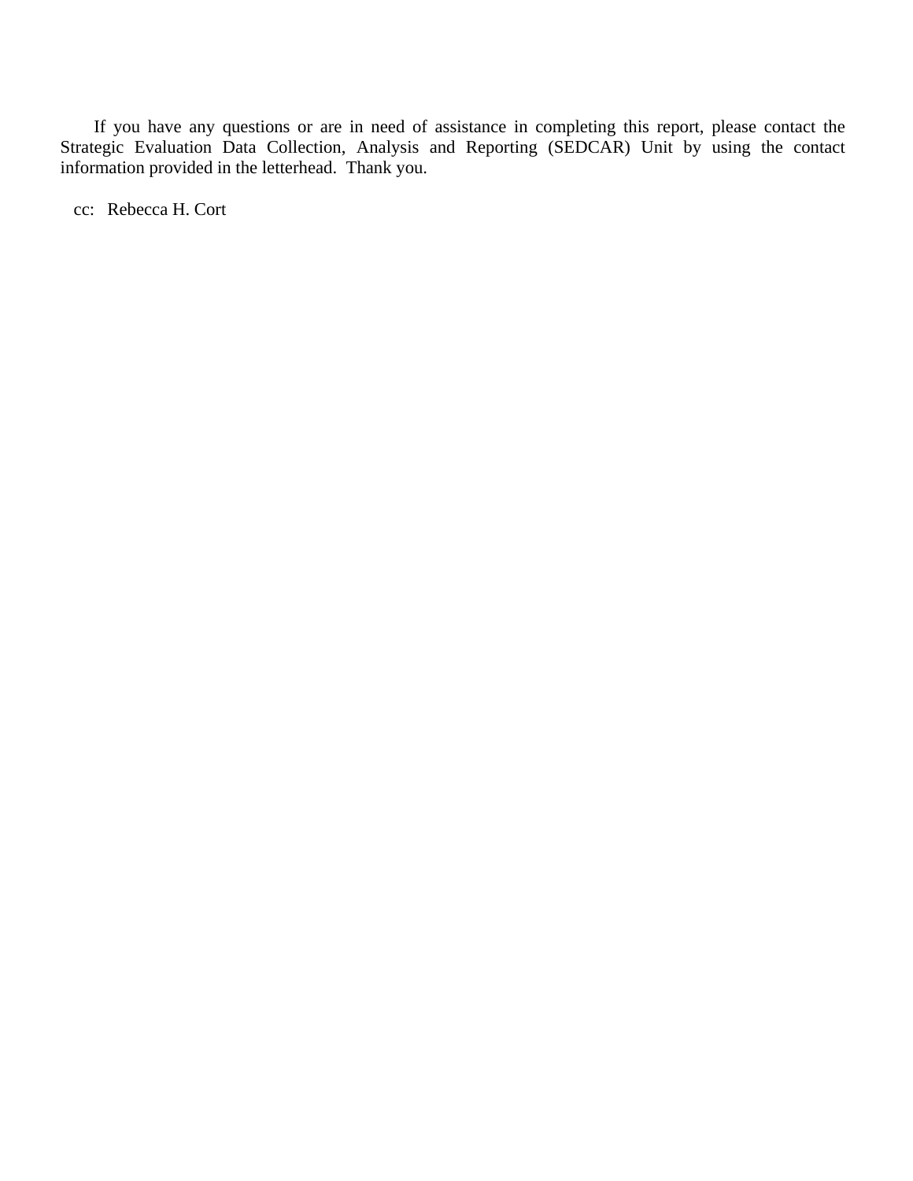If you have any questions or are in need of assistance in completing this report, please contact the Strategic Evaluation Data Collection, Analysis and Reporting (SEDCAR) Unit by using the contact information provided in the letterhead. Thank you.

cc: Rebecca H. Cort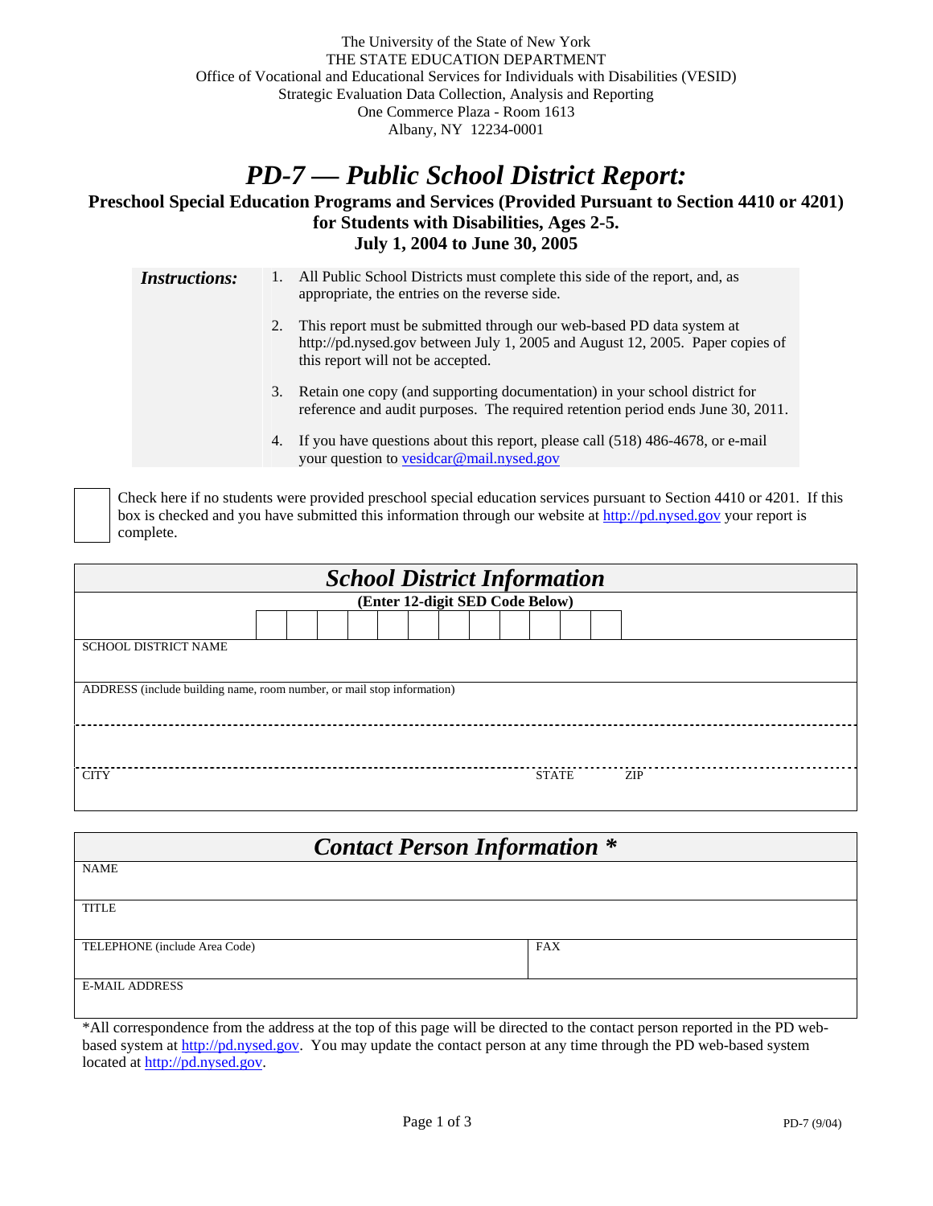The University of the State of New York
THE STATE EDUCATION DEPARTMENT
Office of Vocational and Educational Services for Individuals with Disabilities (VESID)
Strategic Evaluation Data Collection, Analysis and Reporting
One Commerce Plaza - Room 1613
Albany, NY 12234-0001

# *PD-7 — Public School District Report:*

**Preschool Special Education Programs and Services (Provided Pursuant to Section 4410 or 4201) for Students with Disabilities, Ages 2-5.**
**July 1, 2004 to June 30, 2005**

***Instructions:***

1. All Public School Districts must complete this side of the report, and, as appropriate, the entries on the reverse side.
2. This report must be submitted through our web-based PD data system at http://pd.nysed.gov between July 1, 2005 and August 12, 2005. Paper copies of this report will not be accepted.
3. Retain one copy (and supporting documentation) in your school district for reference and audit purposes. The required retention period ends June 30, 2011.
4. If you have questions about this report, please call (518) 486-4678, or e-mail your question to vesidcar@mail.nysed.gov

☐ Check here if no students were provided preschool special education services pursuant to Section 4410 or 4201. If this box is checked and you have submitted this information through our website at http://pd.nysed.gov your report is complete.

## *School District Information*

**(Enter 12-digit SED Code Below)**

| | | | | | | | | | | | |
|---|---|---|---|---|---|---|---|---|---|---|---|
| | | | | | | | | | | | |

SCHOOL DISTRICT NAME

ADDRESS (include building name, room number, or mail stop information)

CITY STATE ZIP

## *Contact Person Information \**

| | |
|---|---|
| NAME | |
| TITLE | |
| TELEPHONE (include Area Code) | FAX |
| E-MAIL ADDRESS | |

*All correspondence from the address at the top of this page will be directed to the contact person reported in the PD web-based system at http://pd.nysed.gov. You may update the contact person at any time through the PD web-based system located at http://pd.nysed.gov.

PD-7 (9/04)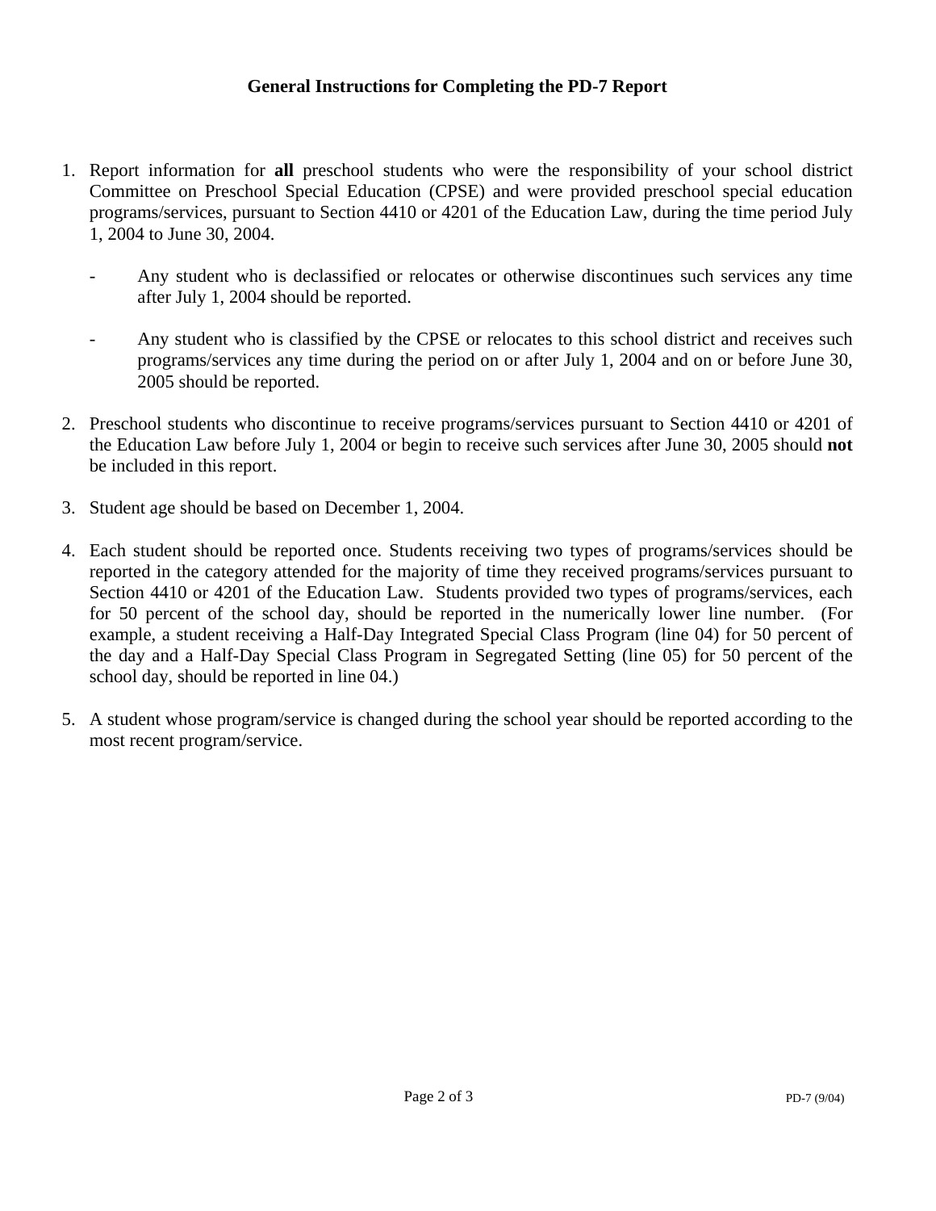## General Instructions for Completing the PD-7 Report

1. Report information for **all** preschool students who were the responsibility of your school district Committee on Preschool Special Education (CPSE) and were provided preschool special education programs/services, pursuant to Section 4410 or 4201 of the Education Law, during the time period July 1, 2004 to June 30, 2004.

   - Any student who is declassified or relocates or otherwise discontinues such services any time after July 1, 2004 should be reported.

   - Any student who is classified by the CPSE or relocates to this school district and receives such programs/services any time during the period on or after July 1, 2004 and on or before June 30, 2005 should be reported.

2. Preschool students who discontinue to receive programs/services pursuant to Section 4410 or 4201 of the Education Law before July 1, 2004 or begin to receive such services after June 30, 2005 should **not** be included in this report.

3. Student age should be based on December 1, 2004.

4. Each student should be reported once. Students receiving two types of programs/services should be reported in the category attended for the majority of time they received programs/services pursuant to Section 4410 or 4201 of the Education Law. Students provided two types of programs/services, each for 50 percent of the school day, should be reported in the numerically lower line number. (For example, a student receiving a Half-Day Integrated Special Class Program (line 04) for 50 percent of the day and a Half-Day Special Class Program in Segregated Setting (line 05) for 50 percent of the school day, should be reported in line 04.)

5. A student whose program/service is changed during the school year should be reported according to the most recent program/service.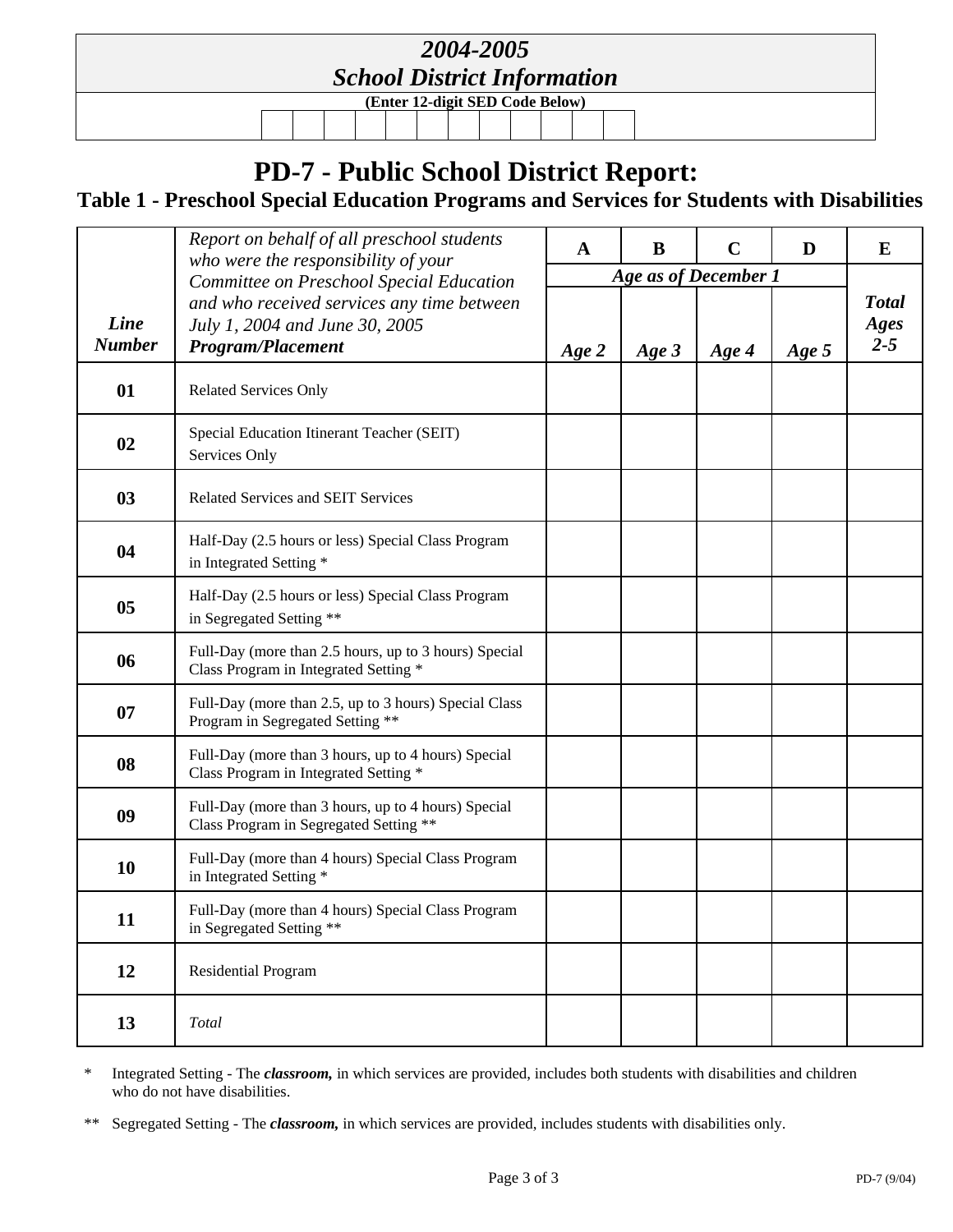| 2004-2005 School District Information |
|---|
| (Enter 12-digit SED Code Below) |
| |

# PD-7 - Public School District Report:

## Table 1 - Preschool Special Education Programs and Services for Students with Disabilities

| *Line Number* | *Report on behalf of all preschool students who were the responsibility of your Committee on Preschool Special Education and who received services any time between July 1, 2004 and June 30, 2005* ***Program/Placement*** | A | B | C | D | E |
|---|---|---|---|---|---|---|
| | | *Age as of December 1* | | | | |
| | | *Age 2* | *Age 3* | *Age 4* | *Age 5* | *Total Ages 2-5* |
| **01** | Related Services Only | | | | | |
| **02** | Special Education Itinerant Teacher (SEIT) Services Only | | | | | |
| **03** | Related Services and SEIT Services | | | | | |
| **04** | Half-Day (2.5 hours or less) Special Class Program in Integrated Setting * | | | | | |
| **05** | Half-Day (2.5 hours or less) Special Class Program in Segregated Setting ** | | | | | |
| **06** | Full-Day (more than 2.5 hours, up to 3 hours) Special Class Program in Integrated Setting * | | | | | |
| **07** | Full-Day (more than 2.5, up to 3 hours) Special Class Program in Segregated Setting ** | | | | | |
| **08** | Full-Day (more than 3 hours, up to 4 hours) Special Class Program in Integrated Setting * | | | | | |
| **09** | Full-Day (more than 3 hours, up to 4 hours) Special Class Program in Segregated Setting ** | | | | | |
| **10** | Full-Day (more than 4 hours) Special Class Program in Integrated Setting * | | | | | |
| **11** | Full-Day (more than 4 hours) Special Class Program in Segregated Setting ** | | | | | |
| **12** | Residential Program | | | | | |
| **13** | *Total* | | | | | |

\* Integrated Setting - The ***classroom,*** in which services are provided, includes both students with disabilities and children who do not have disabilities.

\** Segregated Setting - The ***classroom,*** in which services are provided, includes students with disabilities only.

PD-7 (9/04)